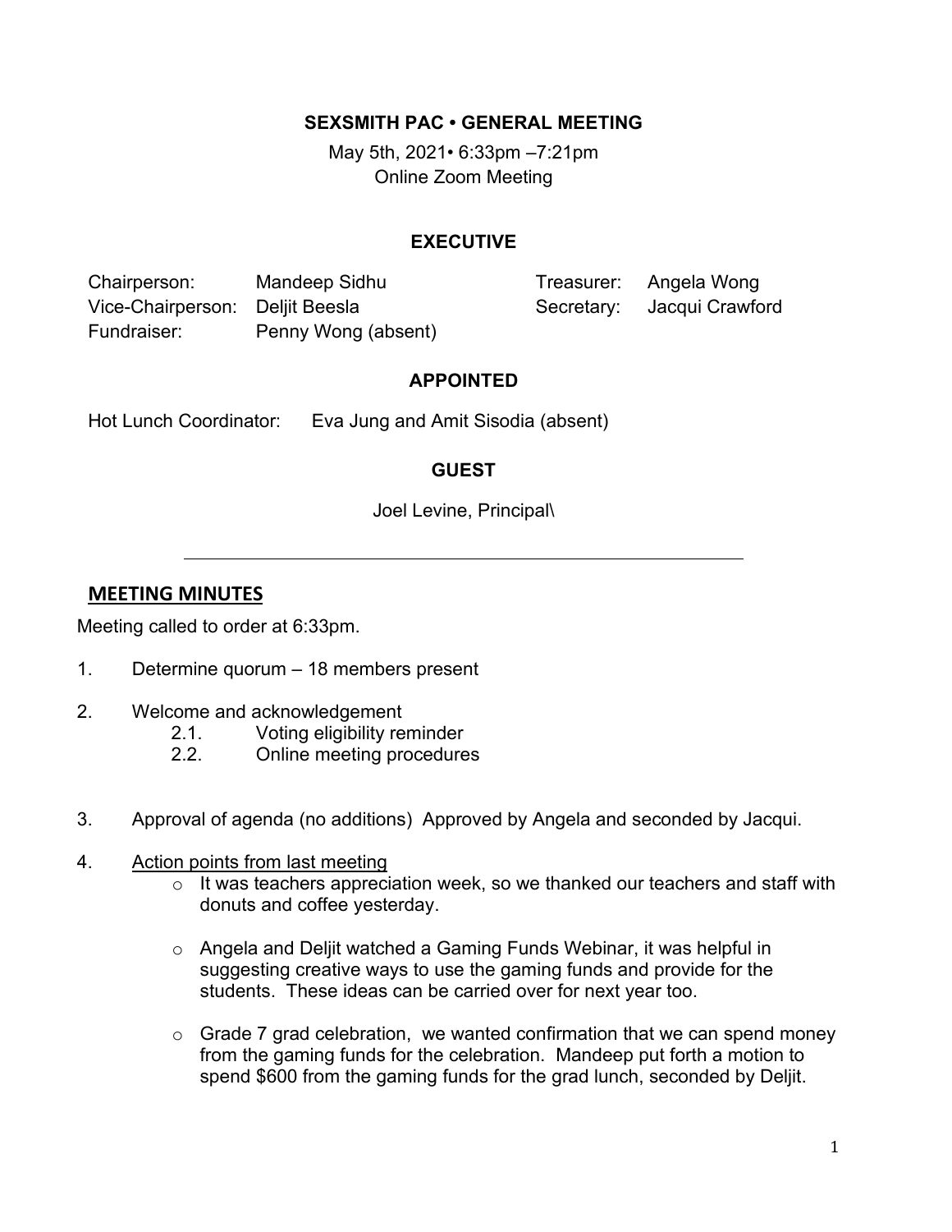## SEXSMITH PAC • GENERAL MEETING

May 5th, 2021• 6:33pm –7:21pm
Online Zoom Meeting

### EXECUTIVE

| | | | |
|---|---|---|---|
| Chairperson: | Mandeep Sidhu | Treasurer: | Angela Wong |
| Vice-Chairperson: | Deljit Beesla | Secretary: | Jacqui Crawford |
| Fundraiser: | Penny Wong (absent) | | |

### APPOINTED

Hot Lunch Coordinator: Eva Jung and Amit Sisodia (absent)

### GUEST

Joel Levine, Principal\

---

## MEETING MINUTES

Meeting called to order at 6:33pm.

1. Determine quorum – 18 members present

2. Welcome and acknowledgement
   2.1. Voting eligibility reminder
   2.2. Online meeting procedures

3. Approval of agenda (no additions) Approved by Angela and seconded by Jacqui.

4. Action points from last meeting
   - It was teachers appreciation week, so we thanked our teachers and staff with donuts and coffee yesterday.

   - Angela and Deljit watched a Gaming Funds Webinar, it was helpful in suggesting creative ways to use the gaming funds and provide for the students. These ideas can be carried over for next year too.

   - Grade 7 grad celebration, we wanted confirmation that we can spend money from the gaming funds for the celebration. Mandeep put forth a motion to spend $600 from the gaming funds for the grad lunch, seconded by Deljit.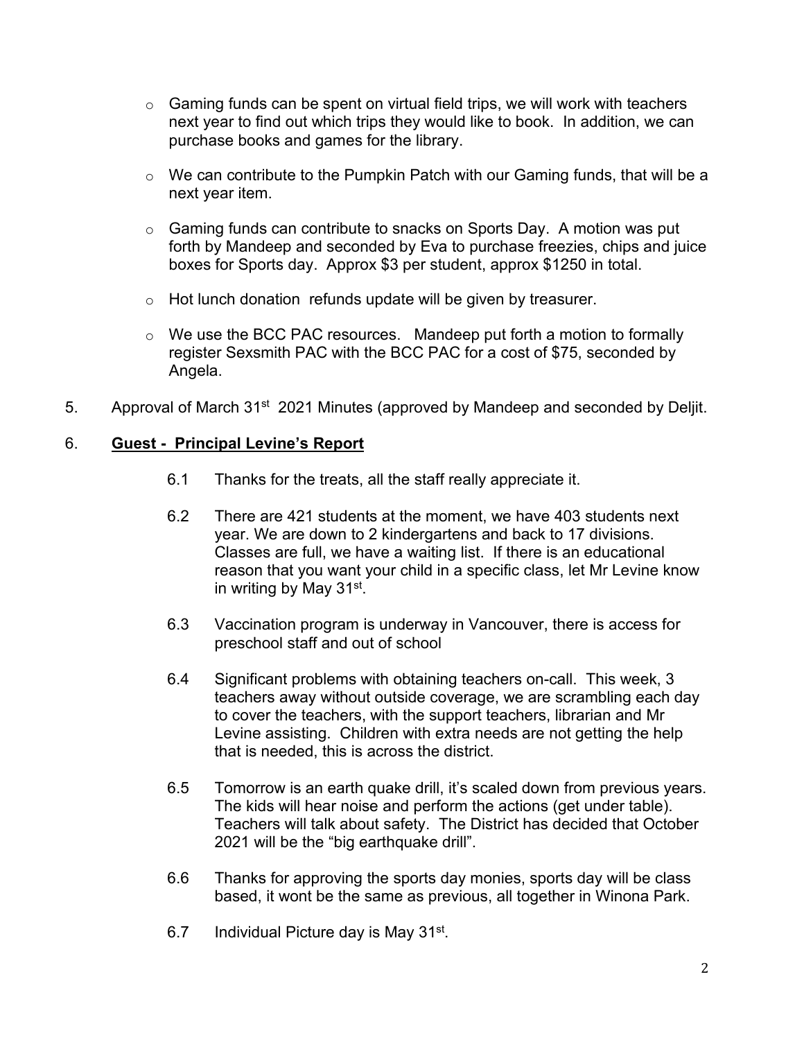- Gaming funds can be spent on virtual field trips, we will work with teachers next year to find out which trips they would like to book. In addition, we can purchase books and games for the library.
- We can contribute to the Pumpkin Patch with our Gaming funds, that will be a next year item.
- Gaming funds can contribute to snacks on Sports Day. A motion was put forth by Mandeep and seconded by Eva to purchase freezies, chips and juice boxes for Sports day. Approx $3 per student, approx $1250 in total.
- Hot lunch donation refunds update will be given by treasurer.
- We use the BCC PAC resources. Mandeep put forth a motion to formally register Sexsmith PAC with the BCC PAC for a cost of $75, seconded by Angela.

5. Approval of March 31st 2021 Minutes (approved by Mandeep and seconded by Deljit.

6. **Guest - Principal Levine's Report**

   6.1 Thanks for the treats, all the staff really appreciate it.

   6.2 There are 421 students at the moment, we have 403 students next year. We are down to 2 kindergartens and back to 17 divisions. Classes are full, we have a waiting list. If there is an educational reason that you want your child in a specific class, let Mr Levine know in writing by May 31st.

   6.3 Vaccination program is underway in Vancouver, there is access for preschool staff and out of school

   6.4 Significant problems with obtaining teachers on-call. This week, 3 teachers away without outside coverage, we are scrambling each day to cover the teachers, with the support teachers, librarian and Mr Levine assisting. Children with extra needs are not getting the help that is needed, this is across the district.

   6.5 Tomorrow is an earth quake drill, it's scaled down from previous years. The kids will hear noise and perform the actions (get under table). Teachers will talk about safety. The District has decided that October 2021 will be the "big earthquake drill".

   6.6 Thanks for approving the sports day monies, sports day will be class based, it wont be the same as previous, all together in Winona Park.

   6.7 Individual Picture day is May 31st.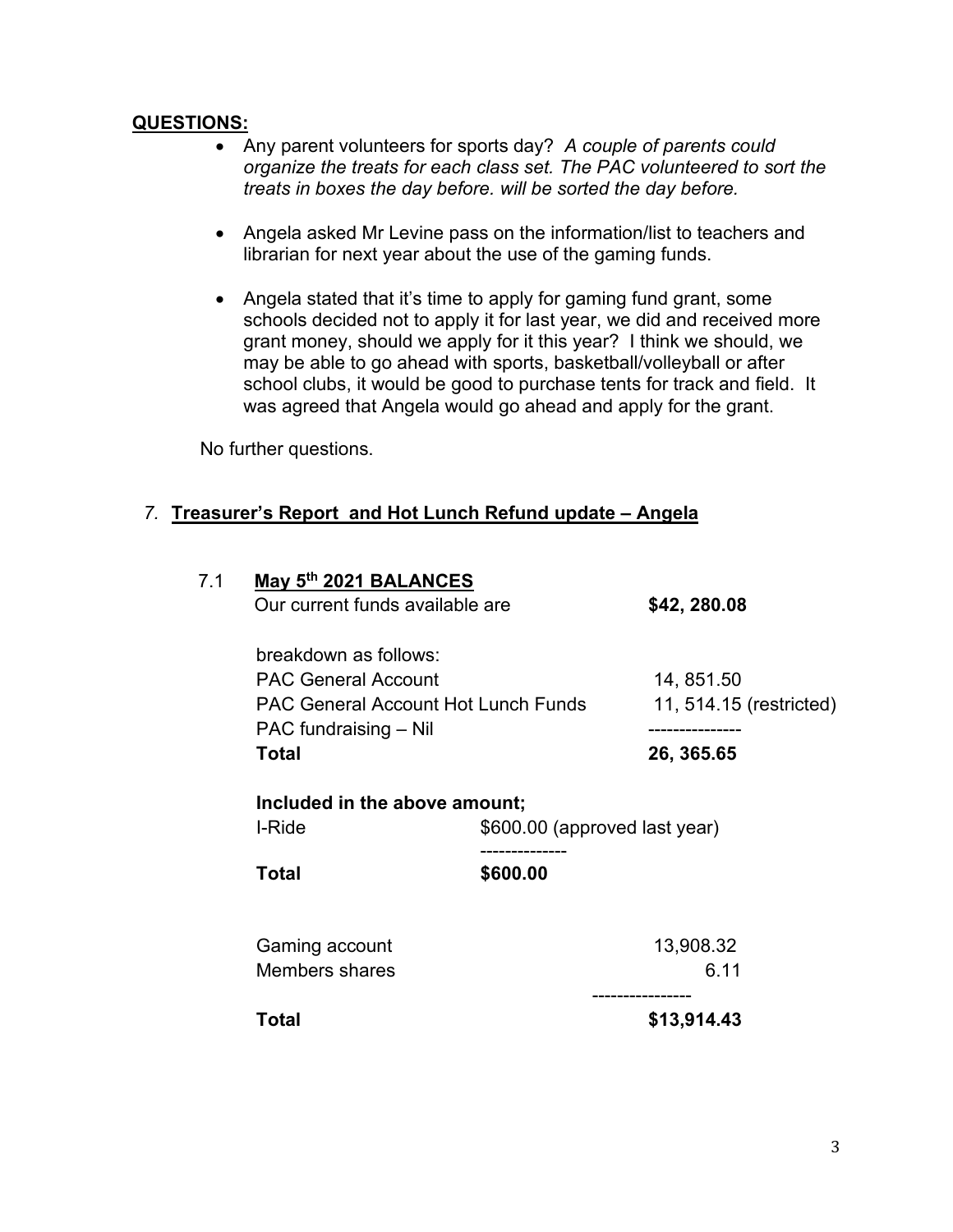**QUESTIONS:**

- Any parent volunteers for sports day? *A couple of parents could organize the treats for each class set. The PAC volunteered to sort the treats in boxes the day before. will be sorted the day before.*

- Angela asked Mr Levine pass on the information/list to teachers and librarian for next year about the use of the gaming funds.

- Angela stated that it's time to apply for gaming fund grant, some schools decided not to apply it for last year, we did and received more grant money, should we apply for it this year? I think we should, we may be able to go ahead with sports, basketball/volleyball or after school clubs, it would be good to purchase tents for track and field. It was agreed that Angela would go ahead and apply for the grant.

No further questions.

## 7. Treasurer's Report and Hot Lunch Refund update – Angela

### 7.1 May 5th 2021 BALANCES

| | |
|---|---|
| Our current funds available are | **$42, 280.08** |
| breakdown as follows: | |
| PAC General Account | 14, 851.50 |
| PAC General Account Hot Lunch Funds | 11, 514.15 (restricted) |
| PAC fundraising – Nil | --------------- |
| **Total** | **26, 365.65** |

**Included in the above amount;**

| | |
|---|---|
| I-Ride | $600.00 (approved last year) |
| | -------------- |
| **Total** | **$600.00** |

| | |
|---|---|
| Gaming account | 13,908.32 |
| Members shares | 6.11 |
| | ---------------- |
| **Total** | **$13,914.43** |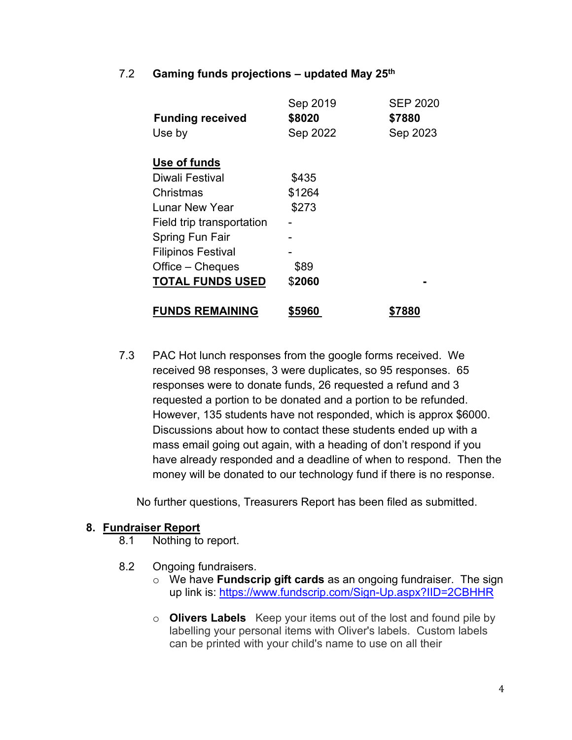7.2 **Gaming funds projections – updated May 25th**

| | Sep 2019 | SEP 2020 |
|---|---|---|
| **Funding received** | **$8020** | **$7880** |
| Use by | Sep 2022 | Sep 2023 |
| | | |
| **Use of funds** | | |
| Diwali Festival | $435 | |
| Christmas | $1264 | |
| Lunar New Year | $273 | |
| Field trip transportation | - | |
| Spring Fun Fair | - | |
| Filipinos Festival | - | |
| Office – Cheques | $89 | |
| **TOTAL FUNDS USED** | $**2060** | **-** |
| | | |
| **FUNDS REMAINING** | **$5960** | **$7880** |

7.3 PAC Hot lunch responses from the google forms received. We received 98 responses, 3 were duplicates, so 95 responses. 65 responses were to donate funds, 26 requested a refund and 3 requested a portion to be donated and a portion to be refunded. However, 135 students have not responded, which is approx $6000. Discussions about how to contact these students ended up with a mass email going out again, with a heading of don't respond if you have already responded and a deadline of when to respond. Then the money will be donated to our technology fund if there is no response.

No further questions, Treasurers Report has been filed as submitted.

## 8. Fundraiser Report

8.1 Nothing to report.

8.2 Ongoing fundraisers.

- We have **Fundscrip gift cards** as an ongoing fundraiser. The sign up link is: https://www.fundscrip.com/Sign-Up.aspx?IID=2CBHHR
- **Olivers Labels** Keep your items out of the lost and found pile by labelling your personal items with Oliver's labels. Custom labels can be printed with your child's name to use on all their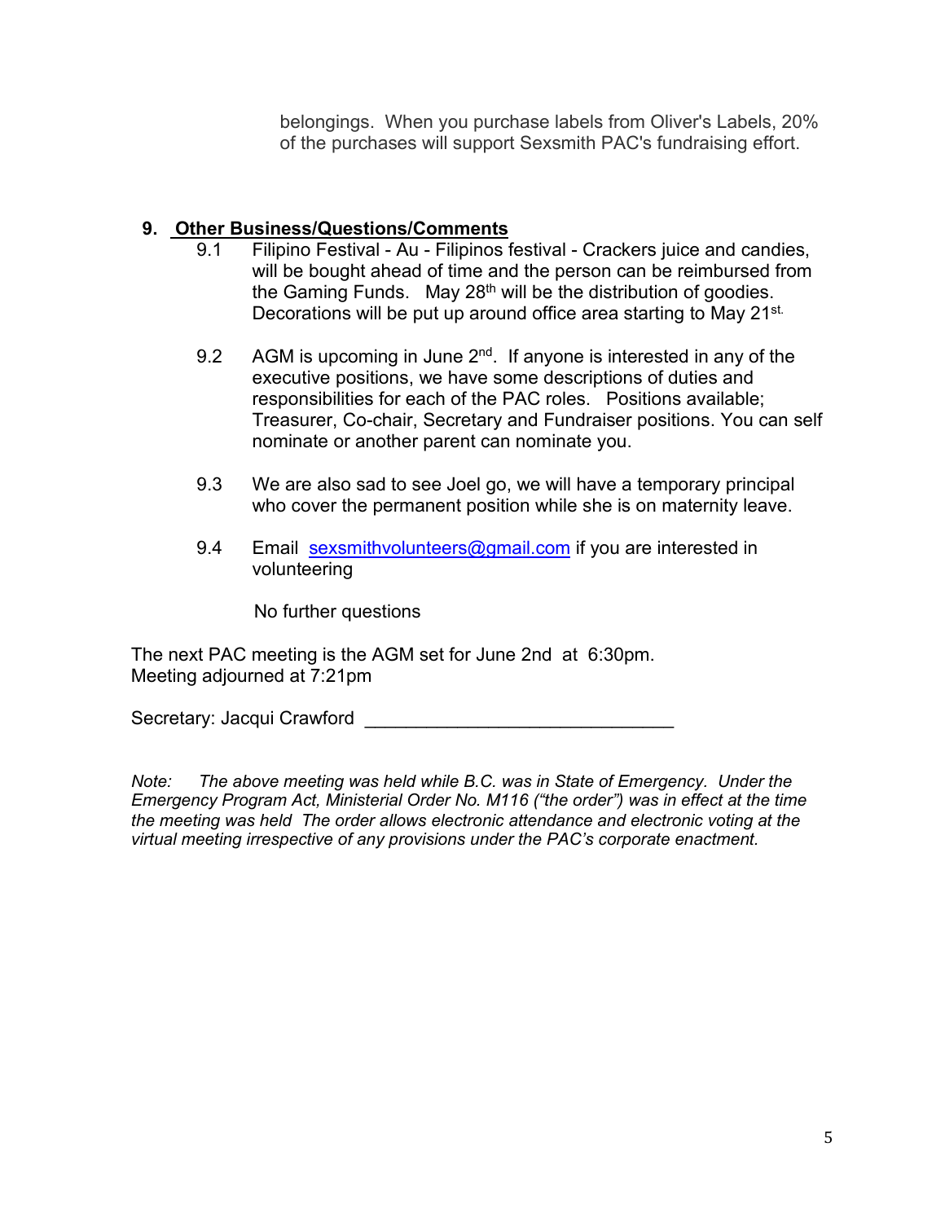belongings. When you purchase labels from Oliver's Labels, 20% of the purchases will support Sexsmith PAC's fundraising effort.

## 9. Other Business/Questions/Comments

9.1 Filipino Festival - Au - Filipinos festival - Crackers juice and candies, will be bought ahead of time and the person can be reimbursed from the Gaming Funds. May 28th will be the distribution of goodies. Decorations will be put up around office area starting to May 21st.

9.2 AGM is upcoming in June 2nd. If anyone is interested in any of the executive positions, we have some descriptions of duties and responsibilities for each of the PAC roles. Positions available; Treasurer, Co-chair, Secretary and Fundraiser positions. You can self nominate or another parent can nominate you.

9.3 We are also sad to see Joel go, we will have a temporary principal who cover the permanent position while she is on maternity leave.

9.4 Email sexsmithvolunteers@gmail.com if you are interested in volunteering

No further questions

The next PAC meeting is the AGM set for June 2nd at 6:30pm.
Meeting adjourned at 7:21pm

Secretary: Jacqui Crawford ______________________________

*Note: The above meeting was held while B.C. was in State of Emergency. Under the Emergency Program Act, Ministerial Order No. M116 ("the order") was in effect at the time the meeting was held The order allows electronic attendance and electronic voting at the virtual meeting irrespective of any provisions under the PAC's corporate enactment.*